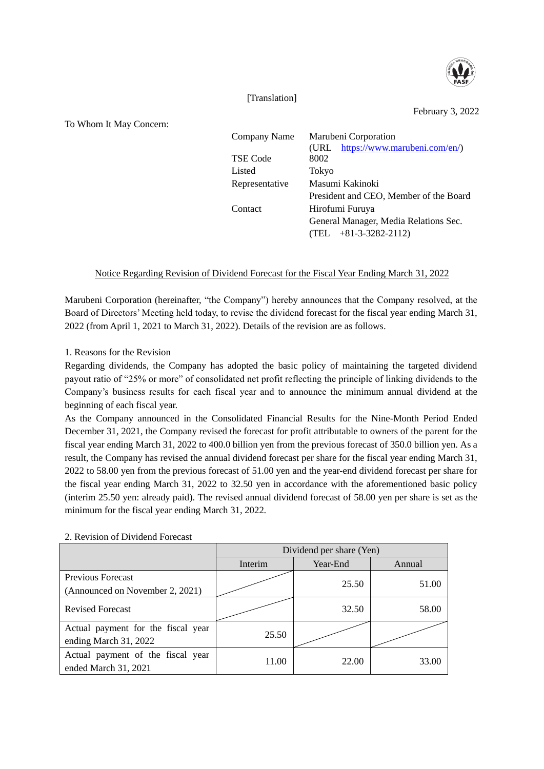[Translation]

February 3, 2022

To Whom It May Concern:

| | |
|---|---|
| Company Name | Marubeni Corporation |
| | (URL https://www.marubeni.com/en/) |
| TSE Code | 8002 |
| Listed | Tokyo |
| Representative | Masumi Kakinoki |
| | President and CEO, Member of the Board |
| Contact | Hirofumi Furuya |
| | General Manager, Media Relations Sec. |
| | (TEL +81-3-3282-2112) |

## Notice Regarding Revision of Dividend Forecast for the Fiscal Year Ending March 31, 2022

Marubeni Corporation (hereinafter, "the Company") hereby announces that the Company resolved, at the Board of Directors' Meeting held today, to revise the dividend forecast for the fiscal year ending March 31, 2022 (from April 1, 2021 to March 31, 2022). Details of the revision are as follows.

### 1. Reasons for the Revision

Regarding dividends, the Company has adopted the basic policy of maintaining the targeted dividend payout ratio of "25% or more" of consolidated net profit reflecting the principle of linking dividends to the Company's business results for each fiscal year and to announce the minimum annual dividend at the beginning of each fiscal year.

As the Company announced in the Consolidated Financial Results for the Nine-Month Period Ended December 31, 2021, the Company revised the forecast for profit attributable to owners of the parent for the fiscal year ending March 31, 2022 to 400.0 billion yen from the previous forecast of 350.0 billion yen. As a result, the Company has revised the annual dividend forecast per share for the fiscal year ending March 31, 2022 to 58.00 yen from the previous forecast of 51.00 yen and the year-end dividend forecast per share for the fiscal year ending March 31, 2022 to 32.50 yen in accordance with the aforementioned basic policy (interim 25.50 yen: already paid). The revised annual dividend forecast of 58.00 yen per share is set as the minimum for the fiscal year ending March 31, 2022.

### 2. Revision of Dividend Forecast

| | Dividend per share (Yen) | | |
|---|---|---|---|
| | Interim | Year-End | Annual |
| Previous Forecast (Announced on November 2, 2021) | | 25.50 | 51.00 |
| Revised Forecast | | 32.50 | 58.00 |
| Actual payment for the fiscal year ending March 31, 2022 | 25.50 | | |
| Actual payment of the fiscal year ended March 31, 2021 | 11.00 | 22.00 | 33.00 |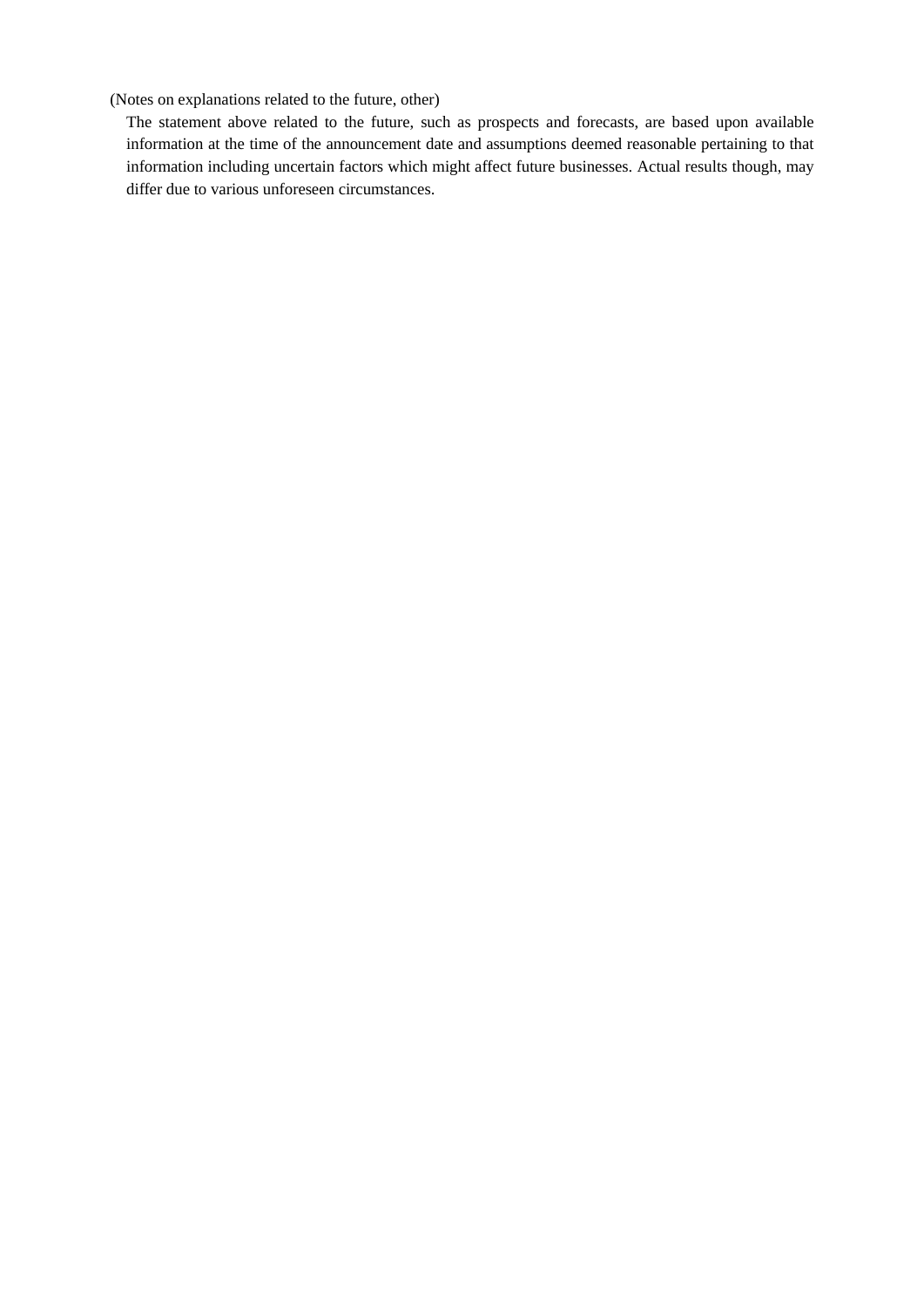(Notes on explanations related to the future, other)

The statement above related to the future, such as prospects and forecasts, are based upon available information at the time of the announcement date and assumptions deemed reasonable pertaining to that information including uncertain factors which might affect future businesses. Actual results though, may differ due to various unforeseen circumstances.